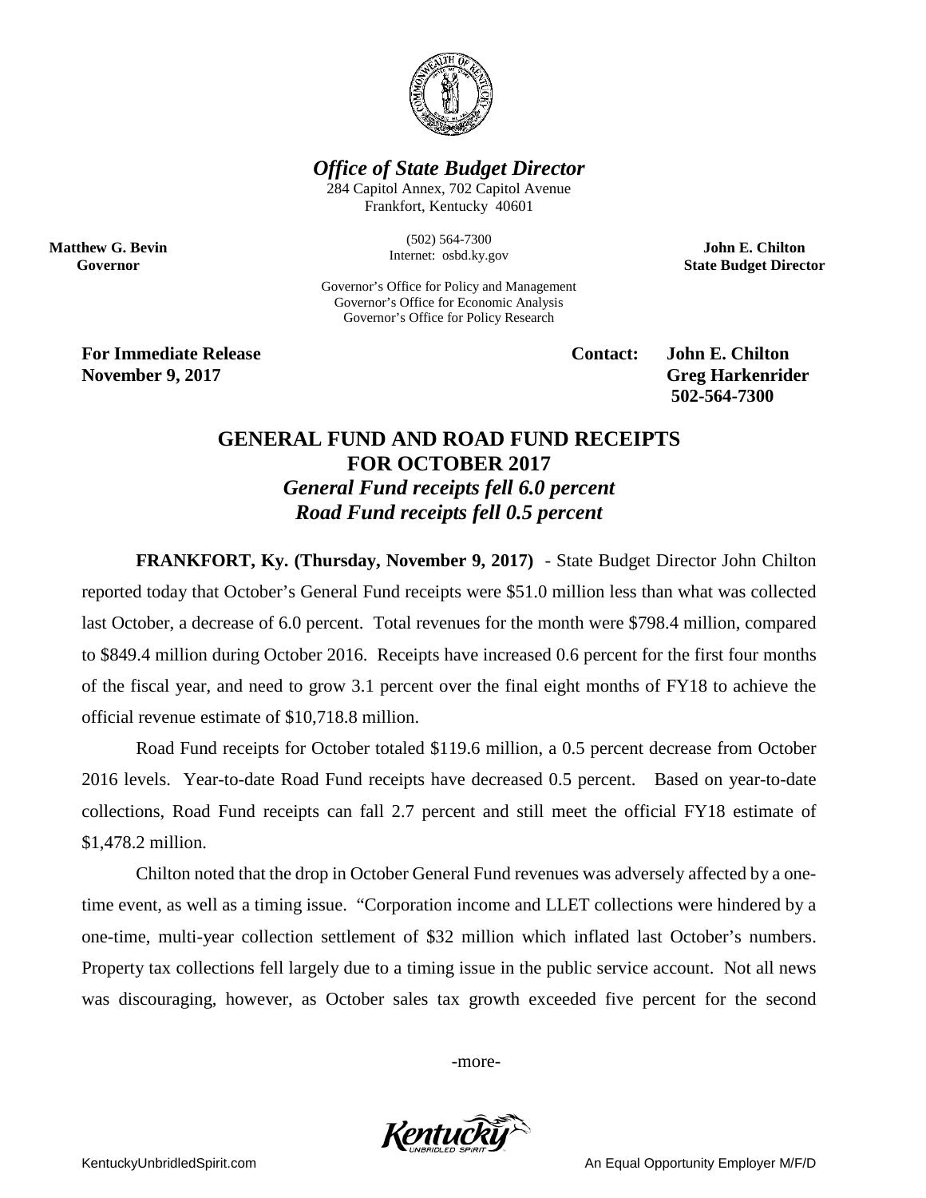*Office of State Budget Director*

284 Capitol Annex, 702 Capitol Avenue
Frankfort, Kentucky 40601

(502) 564-7300
Internet: osbd.ky.gov

**Matthew G. Bevin**
**Governor**

**John E. Chilton**
**State Budget Director**

Governor's Office for Policy and Management
Governor's Office for Economic Analysis
Governor's Office for Policy Research

**For Immediate Release**
**November 9, 2017**

**Contact: John E. Chilton**
**Greg Harkenrider**
**502-564-7300**

# GENERAL FUND AND ROAD FUND RECEIPTS FOR OCTOBER 2017

***General Fund receipts fell 6.0 percent***

***Road Fund receipts fell 0.5 percent***

**FRANKFORT, Ky. (Thursday, November 9, 2017)** - State Budget Director John Chilton reported today that October's General Fund receipts were $51.0 million less than what was collected last October, a decrease of 6.0 percent. Total revenues for the month were $798.4 million, compared to $849.4 million during October 2016. Receipts have increased 0.6 percent for the first four months of the fiscal year, and need to grow 3.1 percent over the final eight months of FY18 to achieve the official revenue estimate of $10,718.8 million.

Road Fund receipts for October totaled $119.6 million, a 0.5 percent decrease from October 2016 levels. Year-to-date Road Fund receipts have decreased 0.5 percent. Based on year-to-date collections, Road Fund receipts can fall 2.7 percent and still meet the official FY18 estimate of $1,478.2 million.

Chilton noted that the drop in October General Fund revenues was adversely affected by a one-time event, as well as a timing issue. "Corporation income and LLET collections were hindered by a one-time, multi-year collection settlement of $32 million which inflated last October's numbers. Property tax collections fell largely due to a timing issue in the public service account. Not all news was discouraging, however, as October sales tax growth exceeded five percent for the second

-more-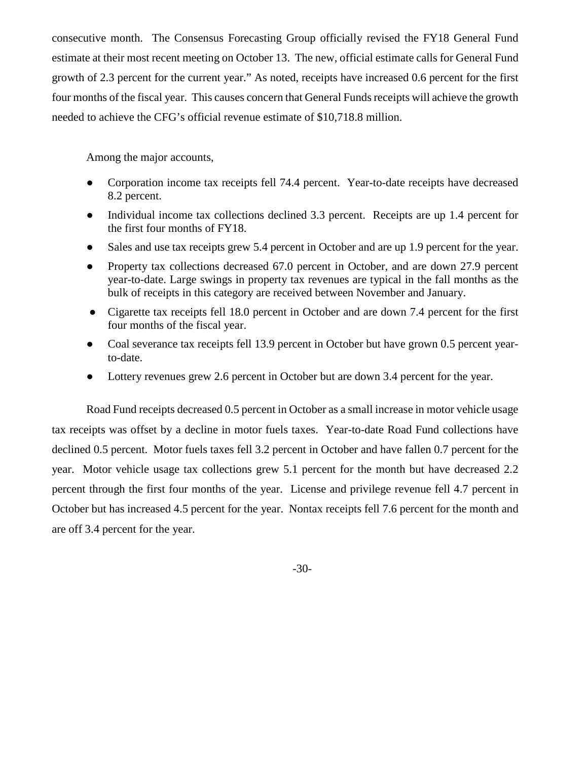consecutive month. The Consensus Forecasting Group officially revised the FY18 General Fund estimate at their most recent meeting on October 13. The new, official estimate calls for General Fund growth of 2.3 percent for the current year." As noted, receipts have increased 0.6 percent for the first four months of the fiscal year. This causes concern that General Funds receipts will achieve the growth needed to achieve the CFG's official revenue estimate of $10,718.8 million.

Among the major accounts,

- Corporation income tax receipts fell 74.4 percent. Year-to-date receipts have decreased 8.2 percent.
- Individual income tax collections declined 3.3 percent. Receipts are up 1.4 percent for the first four months of FY18.
- Sales and use tax receipts grew 5.4 percent in October and are up 1.9 percent for the year.
- Property tax collections decreased 67.0 percent in October, and are down 27.9 percent year-to-date. Large swings in property tax revenues are typical in the fall months as the bulk of receipts in this category are received between November and January.
- Cigarette tax receipts fell 18.0 percent in October and are down 7.4 percent for the first four months of the fiscal year.
- Coal severance tax receipts fell 13.9 percent in October but have grown 0.5 percent year-to-date.
- Lottery revenues grew 2.6 percent in October but are down 3.4 percent for the year.

Road Fund receipts decreased 0.5 percent in October as a small increase in motor vehicle usage tax receipts was offset by a decline in motor fuels taxes. Year-to-date Road Fund collections have declined 0.5 percent. Motor fuels taxes fell 3.2 percent in October and have fallen 0.7 percent for the year. Motor vehicle usage tax collections grew 5.1 percent for the month but have decreased 2.2 percent through the first four months of the year. License and privilege revenue fell 4.7 percent in October but has increased 4.5 percent for the year. Nontax receipts fell 7.6 percent for the month and are off 3.4 percent for the year.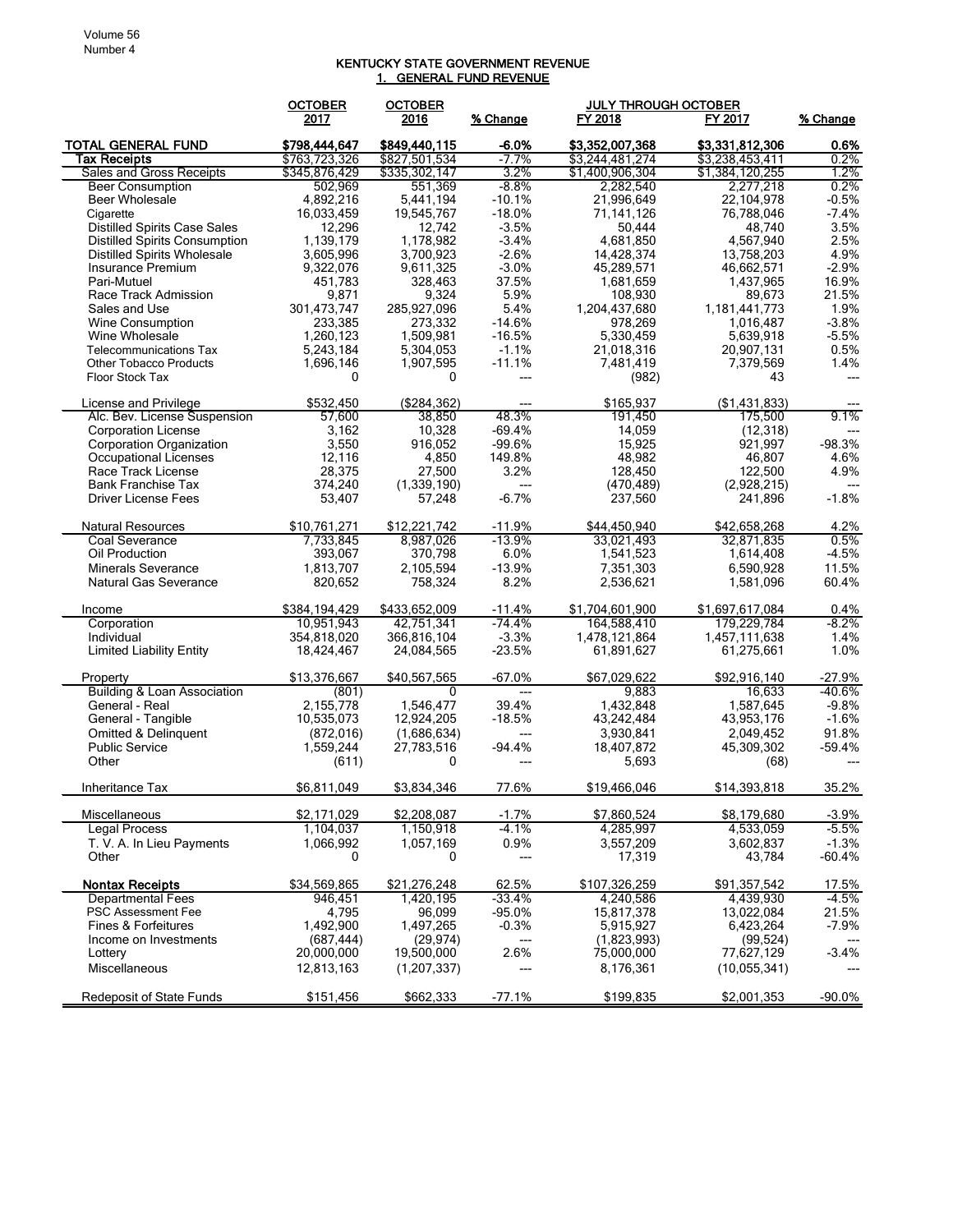# KENTUCKY STATE GOVERNMENT REVENUE

## 1. GENERAL FUND REVENUE

| | OCTOBER 2017 | OCTOBER 2016 | % Change | JULY THROUGH OCTOBER FY 2018 | FY 2017 | % Change |
|---|---|---|---|---|---|---|
| **TOTAL GENERAL FUND** | **$798,444,647** | **$849,440,115** | **-6.0%** | **$3,352,007,368** | **$3,331,812,306** | **0.6%** |
| **Tax Receipts** | $763,723,326 | $827,501,534 | -7.7% | $3,244,481,274 | $3,238,453,411 | 0.2% |
| Sales and Gross Receipts | $345,876,429 | $335,302,147 | 3.2% | $1,400,906,304 | $1,384,120,255 | 1.2% |
| Beer Consumption | 502,969 | 551,369 | -8.8% | 2,282,540 | 2,277,218 | 0.2% |
| Beer Wholesale | 4,892,216 | 5,441,194 | -10.1% | 21,996,649 | 22,104,978 | -0.5% |
| Cigarette | 16,033,459 | 19,545,767 | -18.0% | 71,141,126 | 76,788,046 | -7.4% |
| Distilled Spirits Case Sales | 12,296 | 12,742 | -3.5% | 50,444 | 48,740 | 3.5% |
| Distilled Spirits Consumption | 1,139,179 | 1,178,982 | -3.4% | 4,681,850 | 4,567,940 | 2.5% |
| Distilled Spirits Wholesale | 3,605,996 | 3,700,923 | -2.6% | 14,428,374 | 13,758,203 | 4.9% |
| Insurance Premium | 9,322,076 | 9,611,325 | -3.0% | 45,289,571 | 46,662,571 | -2.9% |
| Pari-Mutuel | 451,783 | 328,463 | 37.5% | 1,681,659 | 1,437,965 | 16.9% |
| Race Track Admission | 9,871 | 9,324 | 5.9% | 108,930 | 89,673 | 21.5% |
| Sales and Use | 301,473,747 | 285,927,096 | 5.4% | 1,204,437,680 | 1,181,441,773 | 1.9% |
| Wine Consumption | 233,385 | 273,332 | -14.6% | 978,269 | 1,016,487 | -3.8% |
| Wine Wholesale | 1,260,123 | 1,509,981 | -16.5% | 5,330,459 | 5,639,918 | -5.5% |
| Telecommunications Tax | 5,243,184 | 5,304,053 | -1.1% | 21,018,316 | 20,907,131 | 0.5% |
| Other Tobacco Products | 1,696,146 | 1,907,595 | -11.1% | 7,481,419 | 7,379,569 | 1.4% |
| Floor Stock Tax | 0 | 0 | --- | (982) | 43 | --- |
| | | | | | | |
| License and Privilege | $532,450 | ($284,362) | --- | $165,937 | ($1,431,833) | --- |
| Alc. Bev. License Suspension | 57,600 | 38,850 | 48.3% | 191,450 | 175,500 | 9.1% |
| Corporation License | 3,162 | 10,328 | -69.4% | 14,059 | (12,318) | --- |
| Corporation Organization | 3,550 | 916,052 | -99.6% | 15,925 | 921,997 | -98.3% |
| Occupational Licenses | 12,116 | 4,850 | 149.8% | 48,982 | 46,807 | 4.6% |
| Race Track License | 28,375 | 27,500 | 3.2% | 128,450 | 122,500 | 4.9% |
| Bank Franchise Tax | 374,240 | (1,339,190) | --- | (470,489) | (2,928,215) | --- |
| Driver License Fees | 53,407 | 57,248 | -6.7% | 237,560 | 241,896 | -1.8% |
| | | | | | | |
| Natural Resources | $10,761,271 | $12,221,742 | -11.9% | $44,450,940 | $42,658,268 | 4.2% |
| Coal Severance | 7,733,845 | 8,987,026 | -13.9% | 33,021,493 | 32,871,835 | 0.5% |
| Oil Production | 393,067 | 370,798 | 6.0% | 1,541,523 | 1,614,408 | -4.5% |
| Minerals Severance | 1,813,707 | 2,105,594 | -13.9% | 7,351,303 | 6,590,928 | 11.5% |
| Natural Gas Severance | 820,652 | 758,324 | 8.2% | 2,536,621 | 1,581,096 | 60.4% |
| | | | | | | |
| Income | $384,194,429 | $433,652,009 | -11.4% | $1,704,601,900 | $1,697,617,084 | 0.4% |
| Corporation | 10,951,943 | 42,751,341 | -74.4% | 164,588,410 | 179,229,784 | -8.2% |
| Individual | 354,818,020 | 366,816,104 | -3.3% | 1,478,121,864 | 1,457,111,638 | 1.4% |
| Limited Liability Entity | 18,424,467 | 24,084,565 | -23.5% | 61,891,627 | 61,275,661 | 1.0% |
| | | | | | | |
| Property | $13,376,667 | $40,567,565 | -67.0% | $67,029,622 | $92,916,140 | -27.9% |
| Building & Loan Association | (801) | 0 | --- | 9,883 | 16,633 | -40.6% |
| General - Real | 2,155,778 | 1,546,477 | 39.4% | 1,432,848 | 1,587,645 | -9.8% |
| General - Tangible | 10,535,073 | 12,924,205 | -18.5% | 43,242,484 | 43,953,176 | -1.6% |
| Omitted & Delinquent | (872,016) | (1,686,634) | --- | 3,930,841 | 2,049,452 | 91.8% |
| Public Service | 1,559,244 | 27,783,516 | -94.4% | 18,407,872 | 45,309,302 | -59.4% |
| Other | (611) | 0 | --- | 5,693 | (68) | --- |
| | | | | | | |
| Inheritance Tax | $6,811,049 | $3,834,346 | 77.6% | $19,466,046 | $14,393,818 | 35.2% |
| | | | | | | |
| Miscellaneous | $2,171,029 | $2,208,087 | -1.7% | $7,860,524 | $8,179,680 | -3.9% |
| Legal Process | 1,104,037 | 1,150,918 | -4.1% | 4,285,997 | 4,533,059 | -5.5% |
| T. V. A. In Lieu Payments | 1,066,992 | 1,057,169 | 0.9% | 3,557,209 | 3,602,837 | -1.3% |
| Other | 0 | 0 | --- | 17,319 | 43,784 | -60.4% |
| | | | | | | |
| **Nontax Receipts** | $34,569,865 | $21,276,248 | 62.5% | $107,326,259 | $91,357,542 | 17.5% |
| Departmental Fees | 946,451 | 1,420,195 | -33.4% | 4,240,586 | 4,439,930 | -4.5% |
| PSC Assessment Fee | 4,795 | 96,099 | -95.0% | 15,817,378 | 13,022,084 | 21.5% |
| Fines & Forfeitures | 1,492,900 | 1,497,265 | -0.3% | 5,915,927 | 6,423,264 | -7.9% |
| Income on Investments | (687,444) | (29,974) | --- | (1,823,993) | (99,524) | --- |
| Lottery | 20,000,000 | 19,500,000 | 2.6% | 75,000,000 | 77,627,129 | -3.4% |
| Miscellaneous | 12,813,163 | (1,207,337) | --- | 8,176,361 | (10,055,341) | --- |
| | | | | | | |
| Redeposit of State Funds | $151,456 | $662,333 | -77.1% | $199,835 | $2,001,353 | -90.0% |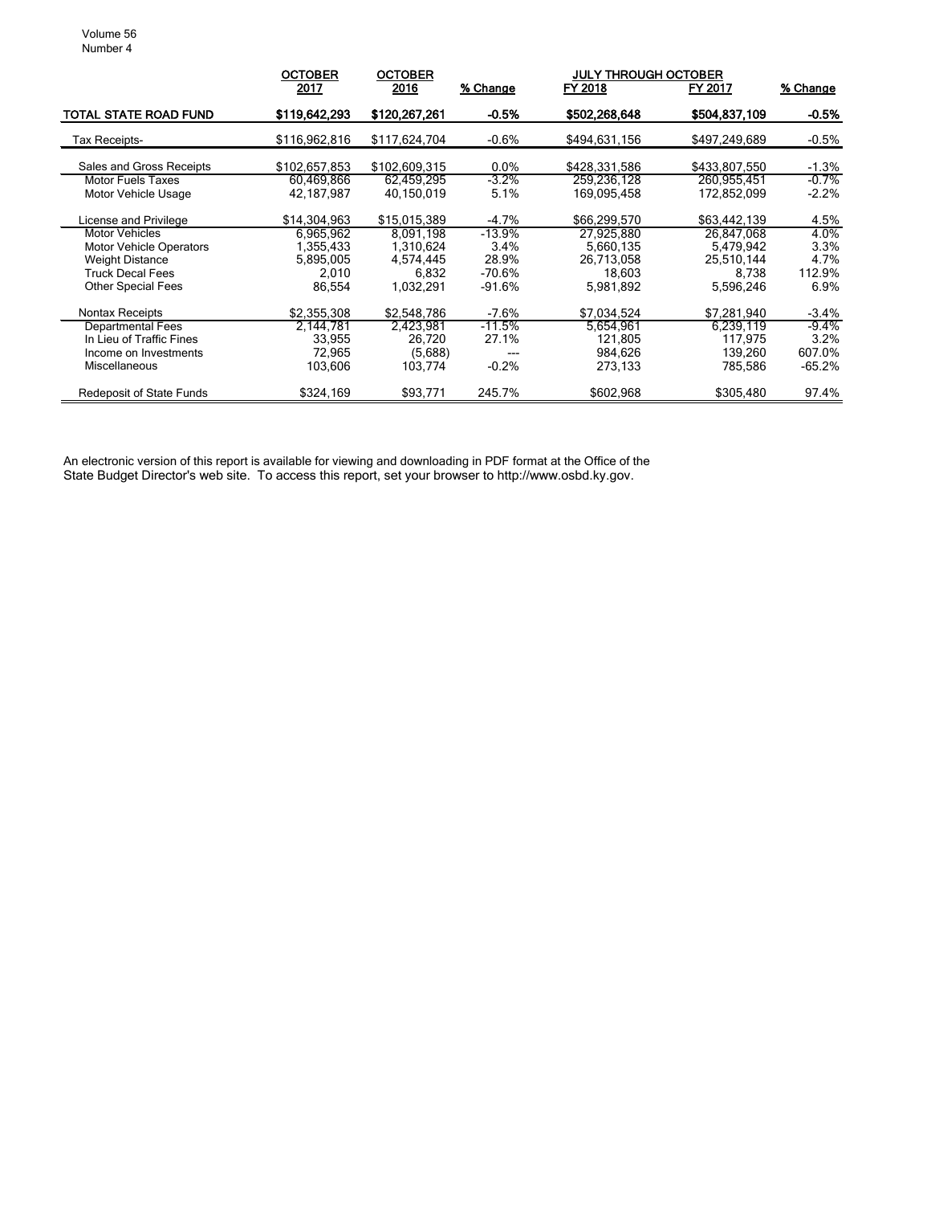| | OCTOBER 2017 | OCTOBER 2016 | % Change | JULY THROUGH OCTOBER FY 2018 | FY 2017 | % Change |
|---|---|---|---|---|---|---|
| **TOTAL STATE ROAD FUND** | **$119,642,293** | **$120,267,261** | **-0.5%** | **$502,268,648** | **$504,837,109** | **-0.5%** |
| Tax Receipts- | $116,962,816 | $117,624,704 | -0.6% | $494,631,156 | $497,249,689 | -0.5% |
| Sales and Gross Receipts | $102,657,853 | $102,609,315 | 0.0% | $428,331,586 | $433,807,550 | -1.3% |
| Motor Fuels Taxes | 60,469,866 | 62,459,295 | -3.2% | 259,236,128 | 260,955,451 | -0.7% |
| Motor Vehicle Usage | 42,187,987 | 40,150,019 | 5.1% | 169,095,458 | 172,852,099 | -2.2% |
| License and Privilege | $14,304,963 | $15,015,389 | -4.7% | $66,299,570 | $63,442,139 | 4.5% |
| Motor Vehicles | 6,965,962 | 8,091,198 | -13.9% | 27,925,880 | 26,847,068 | 4.0% |
| Motor Vehicle Operators | 1,355,433 | 1,310,624 | 3.4% | 5,660,135 | 5,479,942 | 3.3% |
| Weight Distance | 5,895,005 | 4,574,445 | 28.9% | 26,713,058 | 25,510,144 | 4.7% |
| Truck Decal Fees | 2,010 | 6,832 | -70.6% | 18,603 | 8,738 | 112.9% |
| Other Special Fees | 86,554 | 1,032,291 | -91.6% | 5,981,892 | 5,596,246 | 6.9% |
| Nontax Receipts | $2,355,308 | $2,548,786 | -7.6% | $7,034,524 | $7,281,940 | -3.4% |
| Departmental Fees | 2,144,781 | 2,423,981 | -11.5% | 5,654,961 | 6,239,119 | -9.4% |
| In Lieu of Traffic Fines | 33,955 | 26,720 | 27.1% | 121,805 | 117,975 | 3.2% |
| Income on Investments | 72,965 | (5,688) | --- | 984,626 | 139,260 | 607.0% |
| Miscellaneous | 103,606 | 103,774 | -0.2% | 273,133 | 785,586 | -65.2% |
| Redeposit of State Funds | $324,169 | $93,771 | 245.7% | $602,968 | $305,480 | 97.4% |

An electronic version of this report is available for viewing and downloading in PDF format at the Office of the State Budget Director's web site. To access this report, set your browser to http://www.osbd.ky.gov.